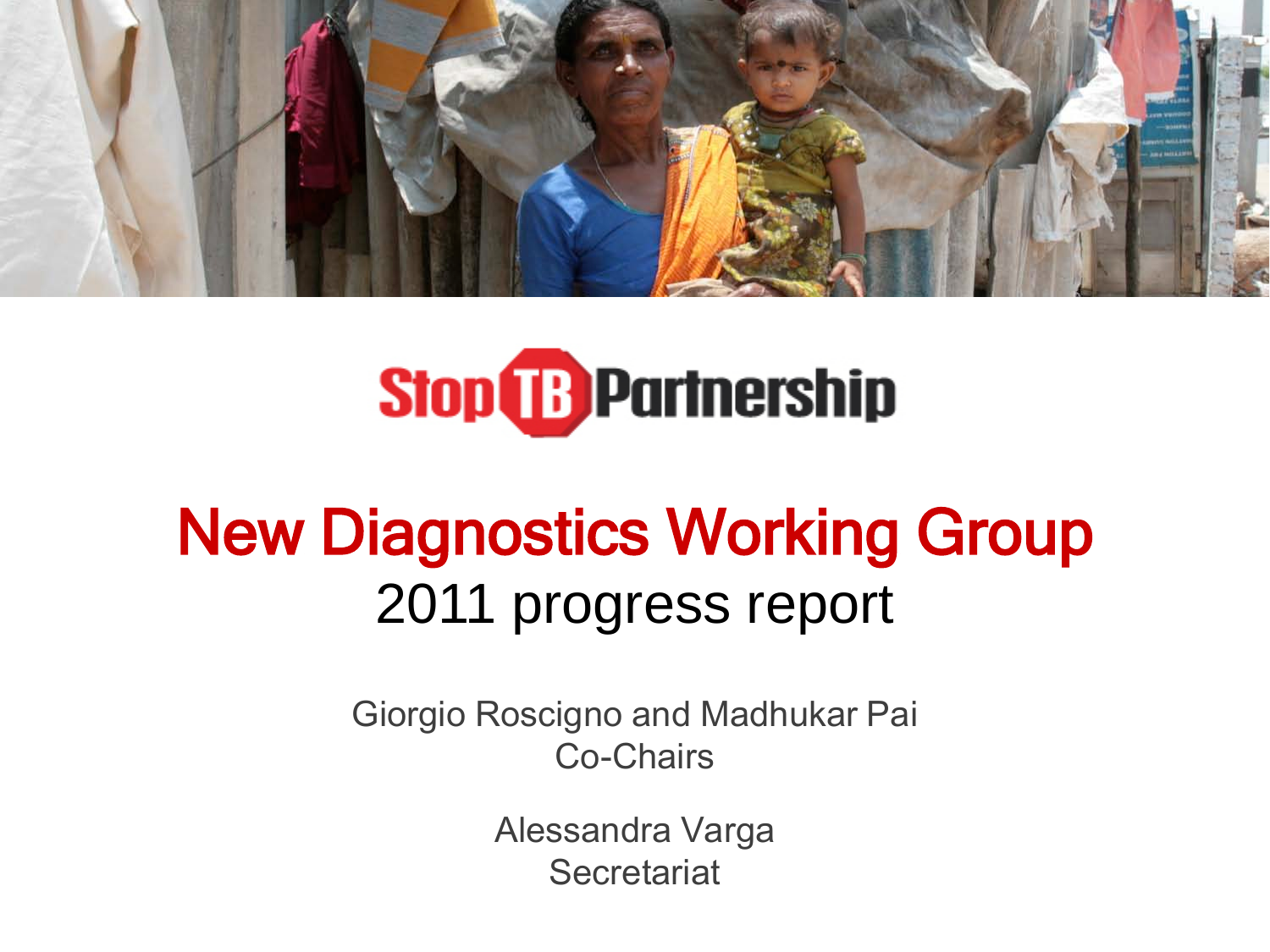Stop TB Partnership

# New Diagnostics Working Group

## 2011 progress report

Giorgio Roscigno and Madhukar Pai
Co-Chairs

Alessandra Varga
Secretariat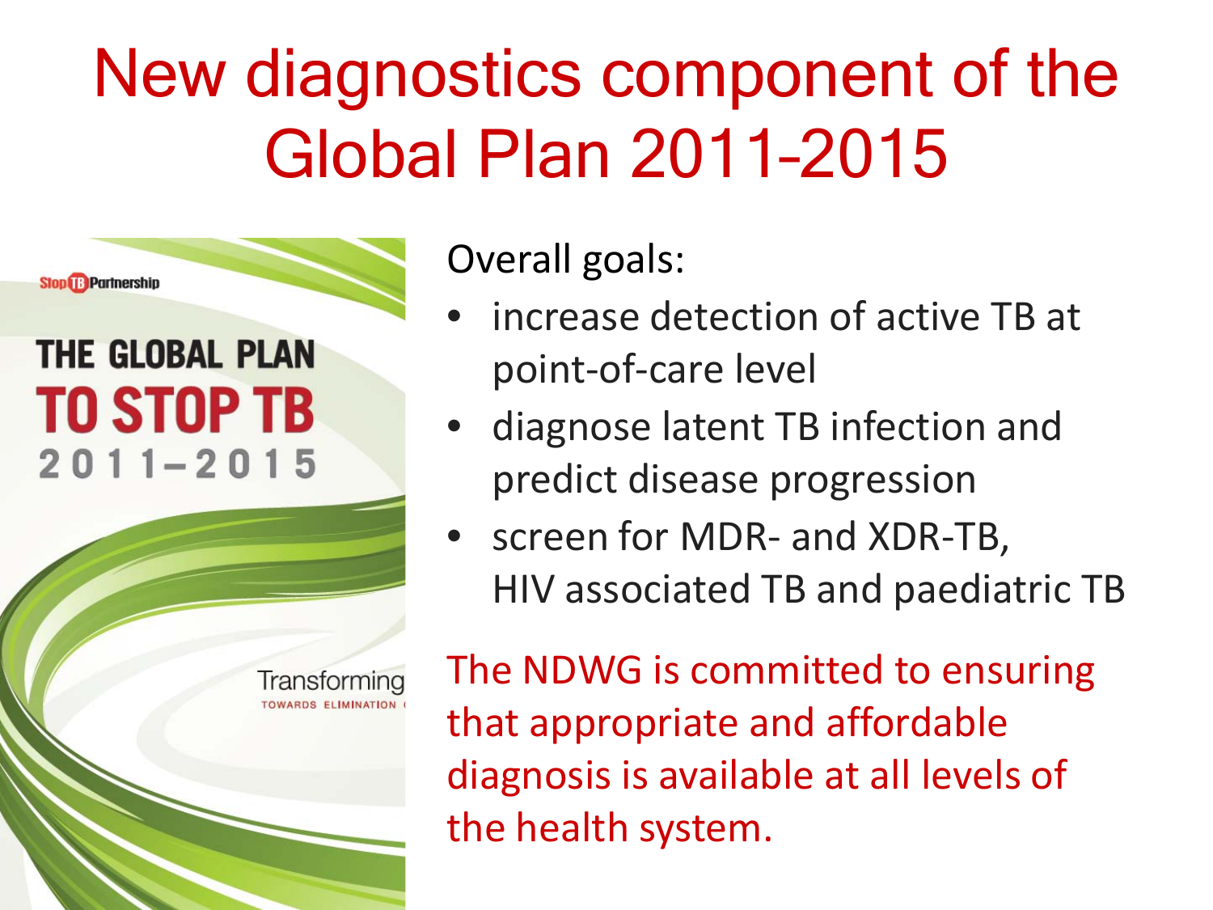# New diagnostics component of the Global Plan 2011-2015

Stop TB Partnership

THE GLOBAL PLAN TO STOP TB 2011–2015

Transforming
TOWARDS ELIMINATION

Overall goals:

- increase detection of active TB at point-of-care level
- diagnose latent TB infection and predict disease progression
- screen for MDR- and XDR-TB, HIV associated TB and paediatric TB

The NDWG is committed to ensuring that appropriate and affordable diagnosis is available at all levels of the health system.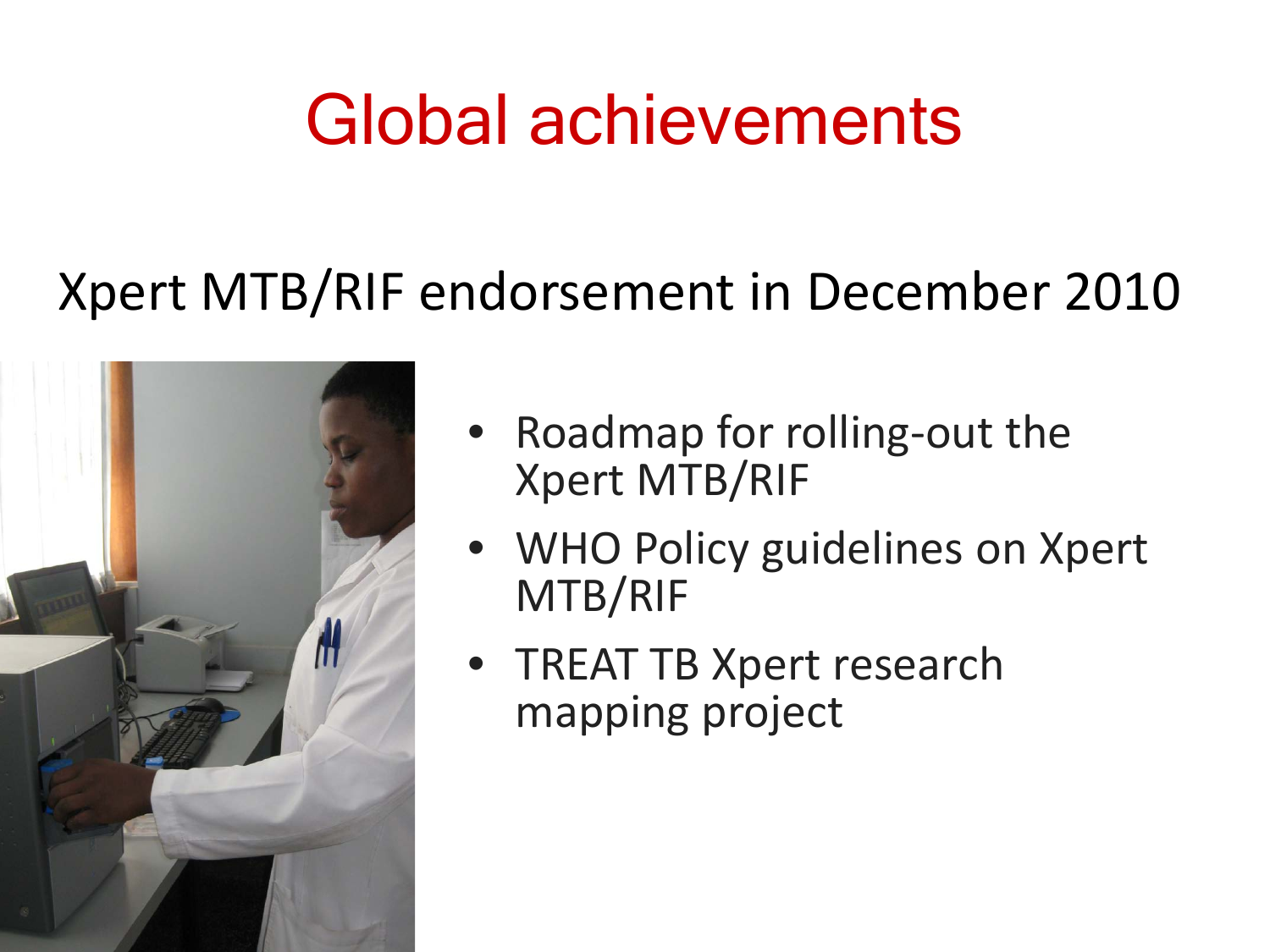# Global achievements

## Xpert MTB/RIF endorsement in December 2010

- Roadmap for rolling-out the Xpert MTB/RIF
- WHO Policy guidelines on Xpert MTB/RIF
- TREAT TB Xpert research mapping project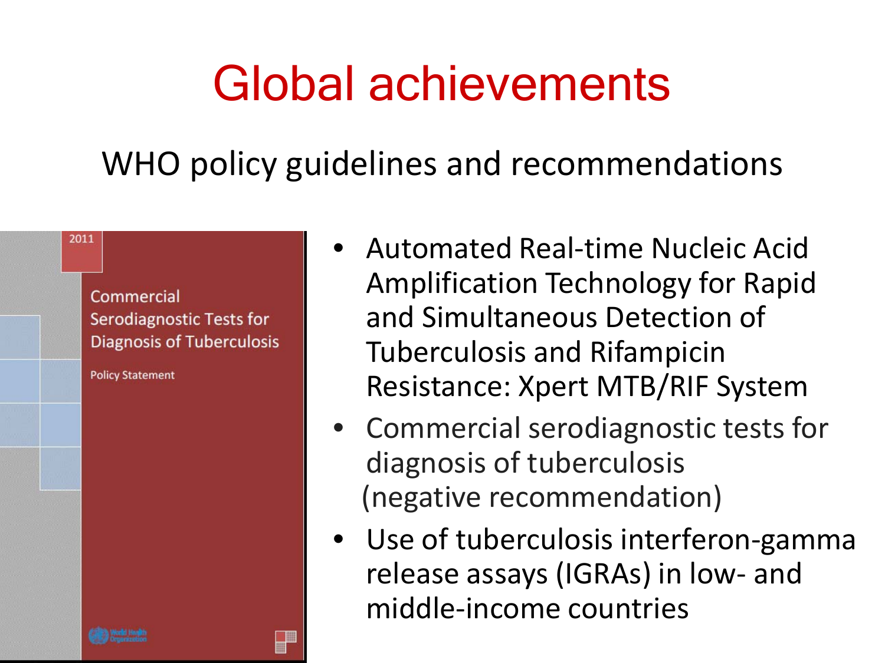# Global achievements

## WHO policy guidelines and recommendations

2011

Commercial Serodiagnostic Tests for Diagnosis of Tuberculosis

Policy Statement

- Automated Real-time Nucleic Acid Amplification Technology for Rapid and Simultaneous Detection of Tuberculosis and Rifampicin Resistance: Xpert MTB/RIF System
- Commercial serodiagnostic tests for diagnosis of tuberculosis (negative recommendation)
- Use of tuberculosis interferon-gamma release assays (IGRAs) in low- and middle-income countries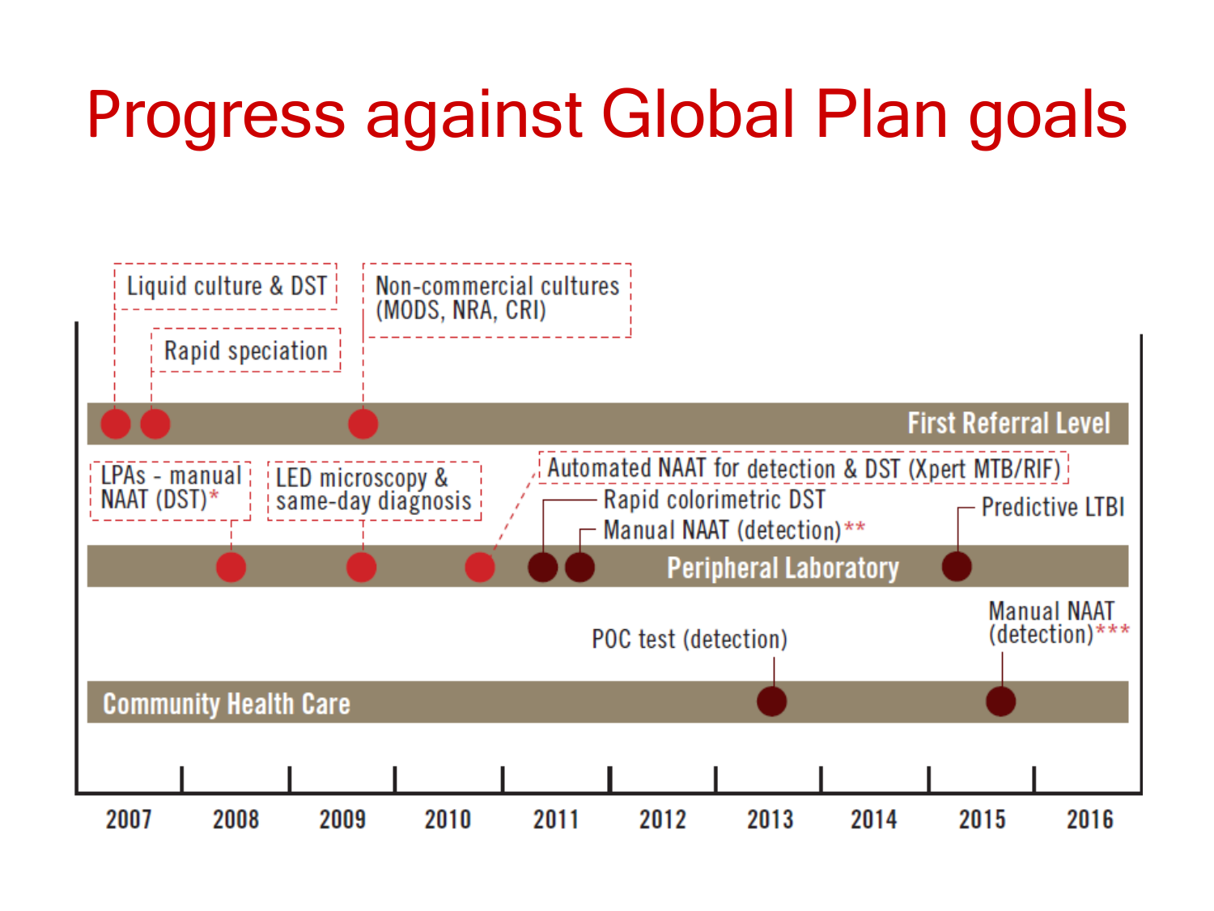# Progress against Global Plan goals

**First Referral Level**
- Liquid culture & DST
- Rapid speciation
- Non-commercial cultures (MODS, NRA, CRI)

**Peripheral Laboratory**
- LPAs - manual NAAT (DST)*
- LED microscopy & same-day diagnosis
- Automated NAAT for detection & DST (Xpert MTB/RIF)
- Rapid colorimetric DST
- Manual NAAT (detection)**
- Predictive LTBI

**Community Health Care**
- POC test (detection)
- Manual NAAT (detection)***

2007 | 2008 | 2009 | 2010 | 2011 | 2012 | 2013 | 2014 | 2015 | 2016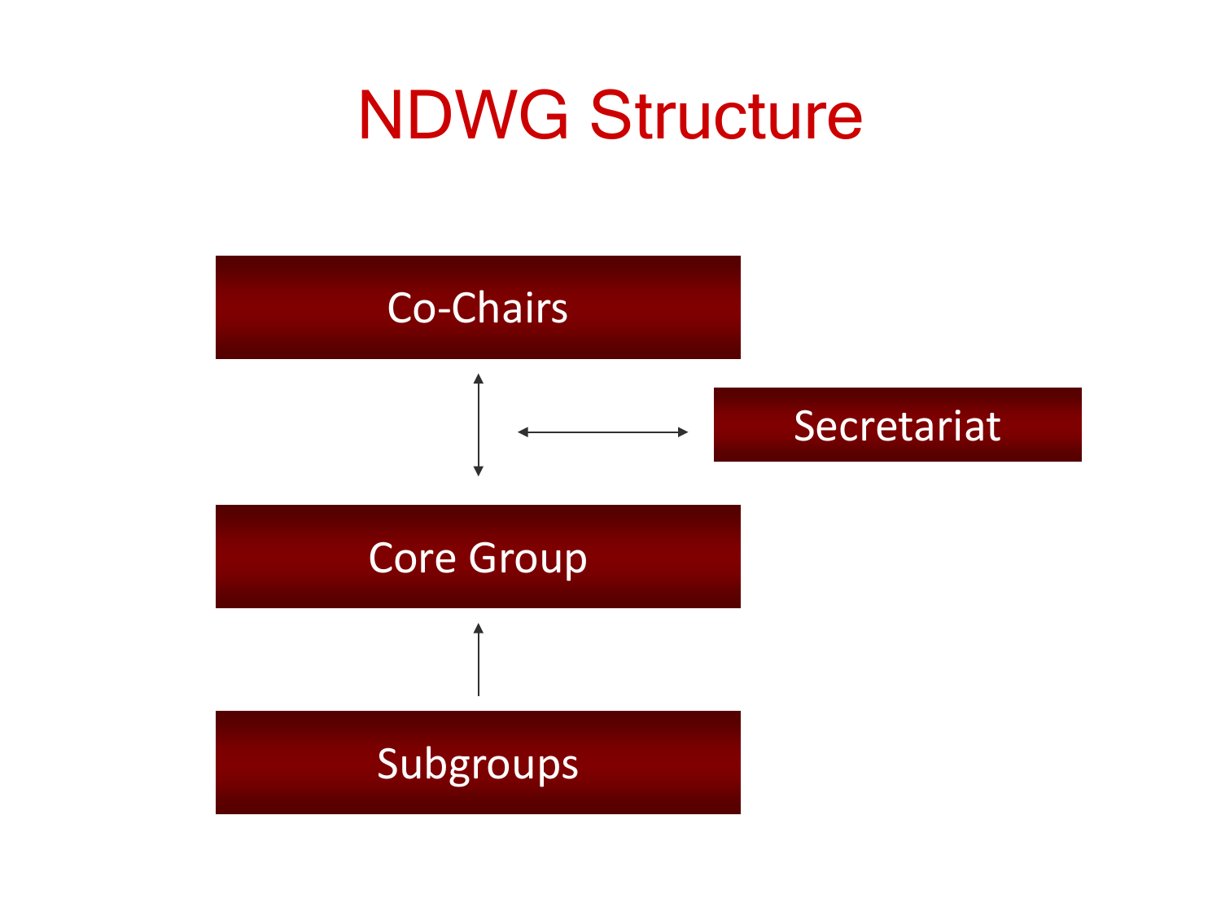# NDWG Structure

- Co-Chairs
- Secretariat
- Core Group
- Subgroups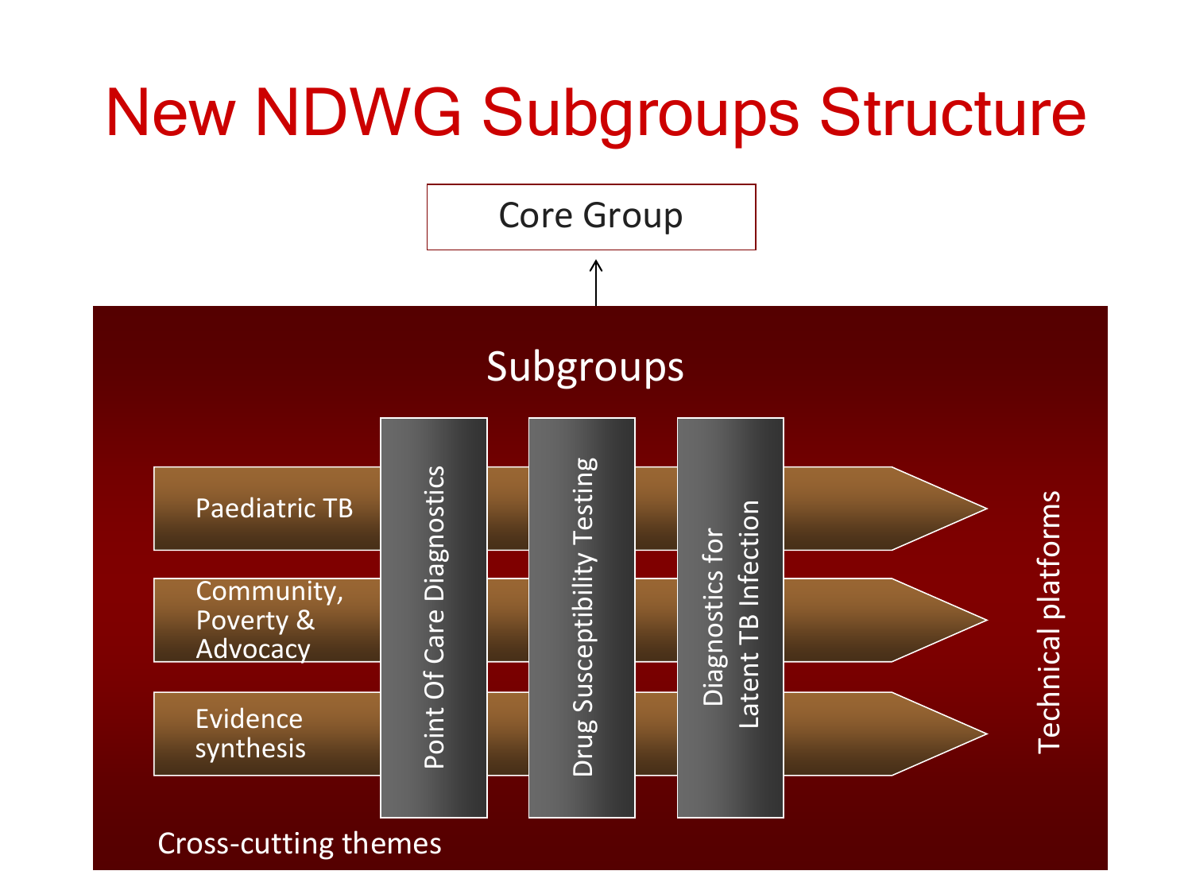# New NDWG Subgroups Structure

Core Group

Subgroups

Cross-cutting themes:
- Paediatric TB
- Community, Poverty & Advocacy
- Evidence synthesis

Technical platforms:
- Point Of Care Diagnostics
- Drug Susceptibility Testing
- Diagnostics for Latent TB Infection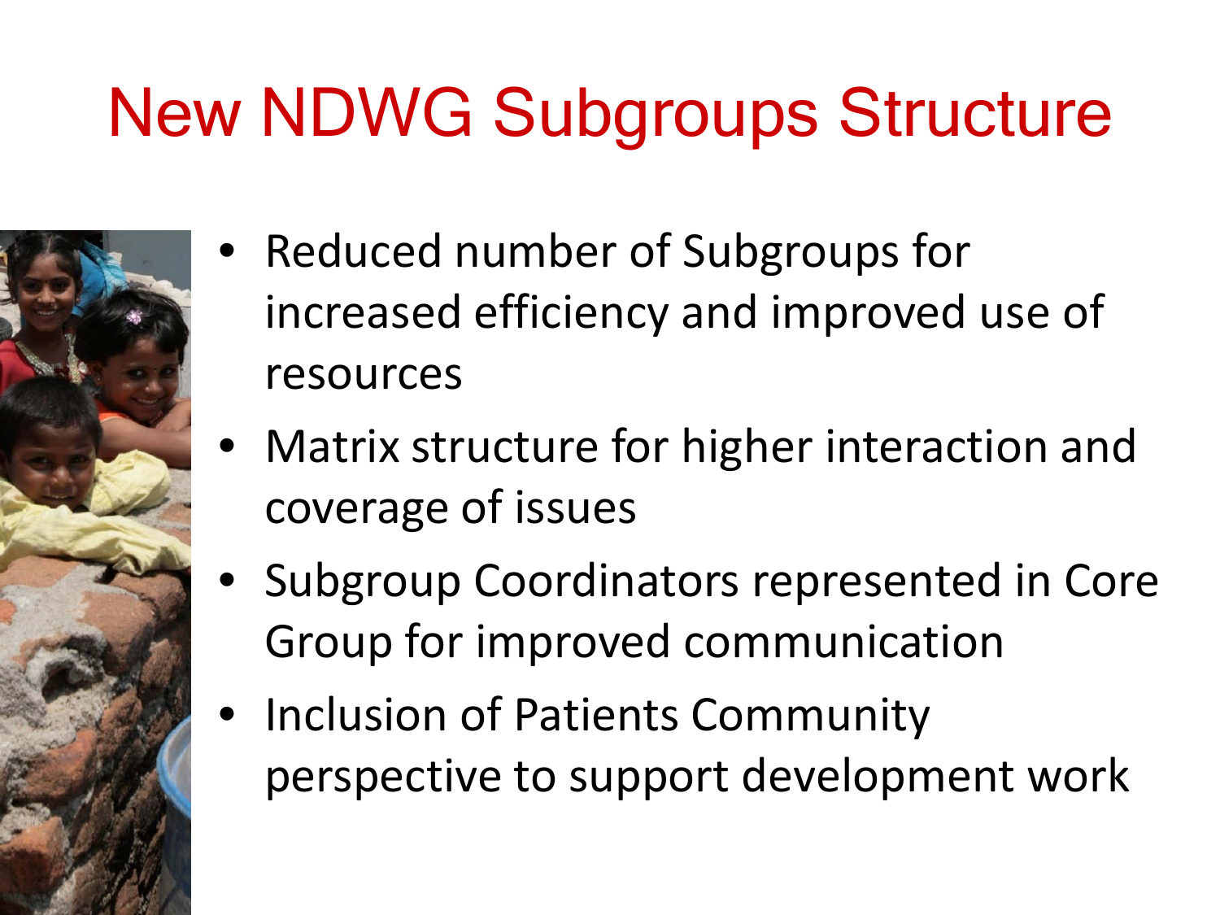# New NDWG Subgroups Structure

- Reduced number of Subgroups for increased efficiency and improved use of resources
- Matrix structure for higher interaction and coverage of issues
- Subgroup Coordinators represented in Core Group for improved communication
- Inclusion of Patients Community perspective to support development work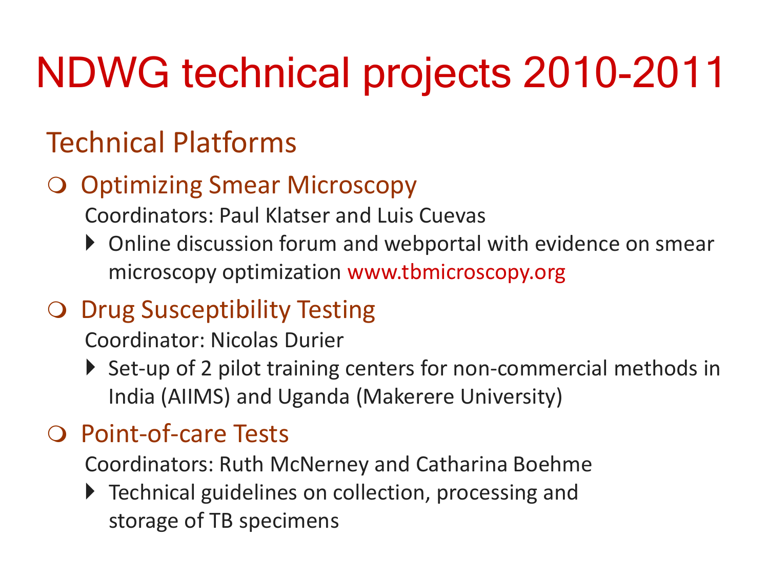# NDWG technical projects 2010-2011

## Technical Platforms

- **Optimizing Smear Microscopy**

  Coordinators: Paul Klatser and Luis Cuevas

  - Online discussion forum and webportal with evidence on smear microscopy optimization www.tbmicroscopy.org

- **Drug Susceptibility Testing**

  Coordinator: Nicolas Durier

  - Set-up of 2 pilot training centers for non-commercial methods in India (AIIMS) and Uganda (Makerere University)

- **Point-of-care Tests**

  Coordinators: Ruth McNerney and Catharina Boehme

  - Technical guidelines on collection, processing and storage of TB specimens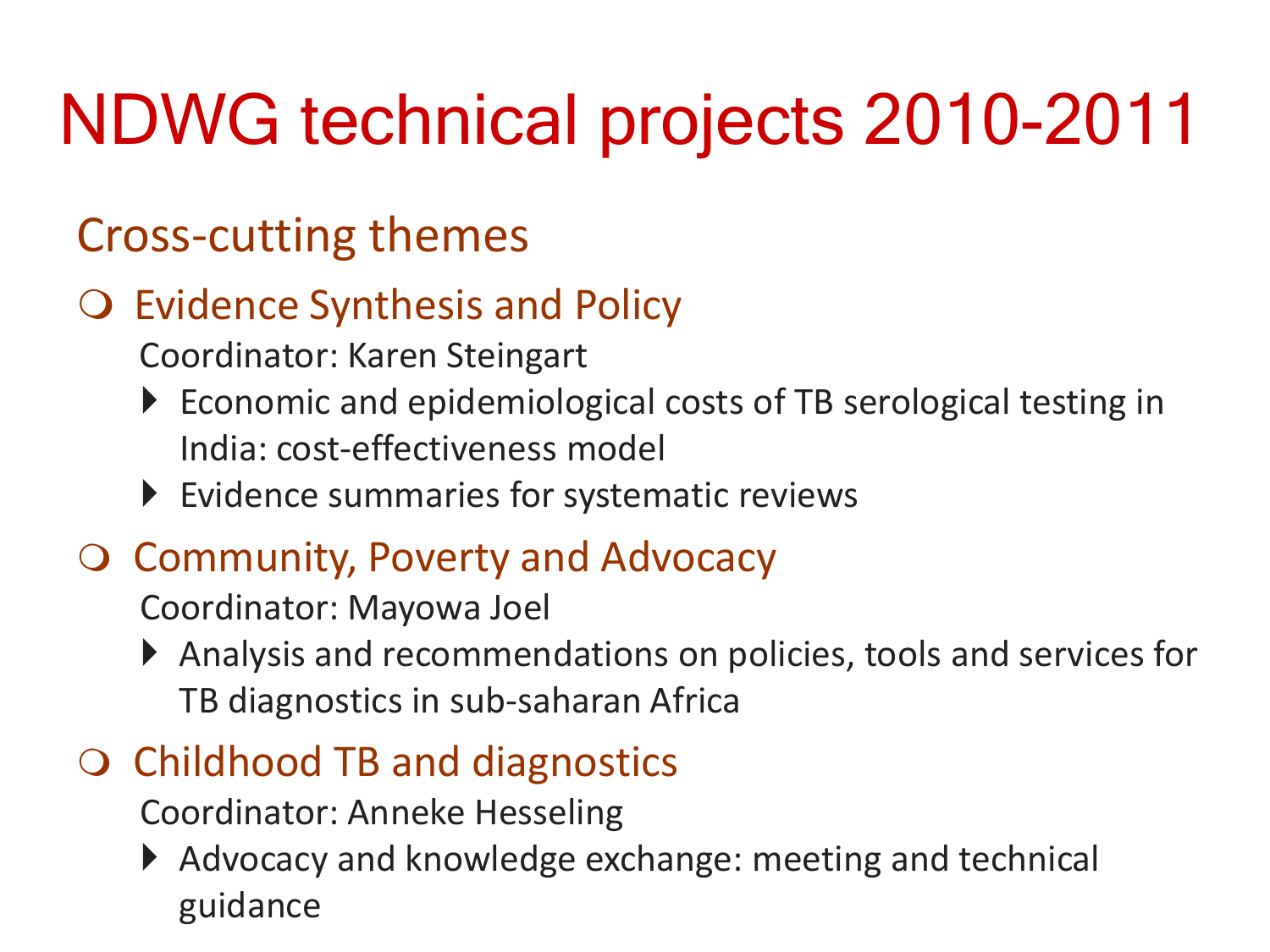# NDWG technical projects 2010-2011

## Cross-cutting themes

- Evidence Synthesis and Policy

  Coordinator: Karen Steingart

  - Economic and epidemiological costs of TB serological testing in India: cost-effectiveness model
  - Evidence summaries for systematic reviews

- Community, Poverty and Advocacy

  Coordinator: Mayowa Joel

  - Analysis and recommendations on policies, tools and services for TB diagnostics in sub-saharan Africa

- Childhood TB and diagnostics

  Coordinator: Anneke Hesseling

  - Advocacy and knowledge exchange: meeting and technical guidance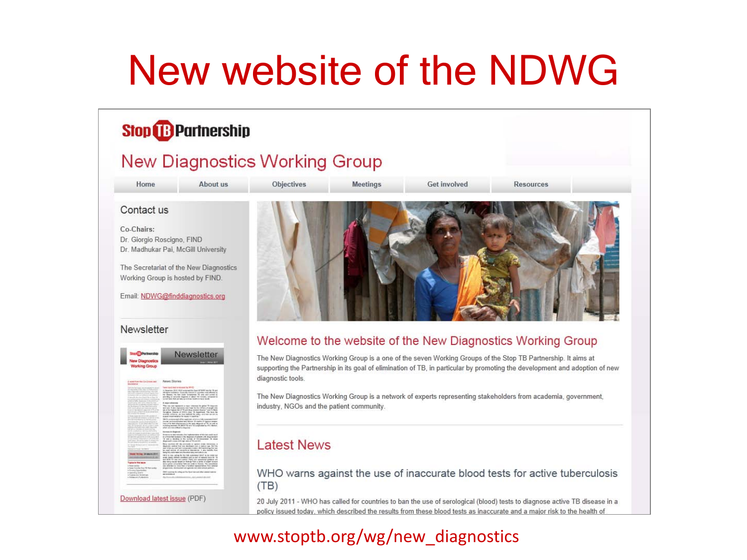# New website of the NDWG

Stop TB Partnership

## New Diagnostics Working Group

Home | About us | Objectives | Meetings | Get involved | Resources

### Contact us

Co-Chairs:
Dr. Giorgio Roscigno, FIND
Dr. Madhukar Pai, McGill University

The Secretariat of the New Diagnostics Working Group is hosted by FIND.

Email: NDWG@finddiagnostics.org

### Newsletter

Download latest issue (PDF)

### Welcome to the website of the New Diagnostics Working Group

The New Diagnostics Working Group is a one of the seven Working Groups of the Stop TB Partnership. It aims at supporting the Partnership in its goal of elimination of TB, in particular by promoting the development and adoption of new diagnostic tools.

The New Diagnostics Working Group is a network of experts representing stakeholders from academia, government, industry, NGOs and the patient community.

### Latest News

WHO warns against the use of inaccurate blood tests for active tuberculosis (TB)

20 July 2011 - WHO has called for countries to ban the use of serological (blood) tests to diagnose active TB disease in a policy issued today, which described the results from these blood tests as inaccurate and a major risk to the health of

www.stoptb.org/wg/new_diagnostics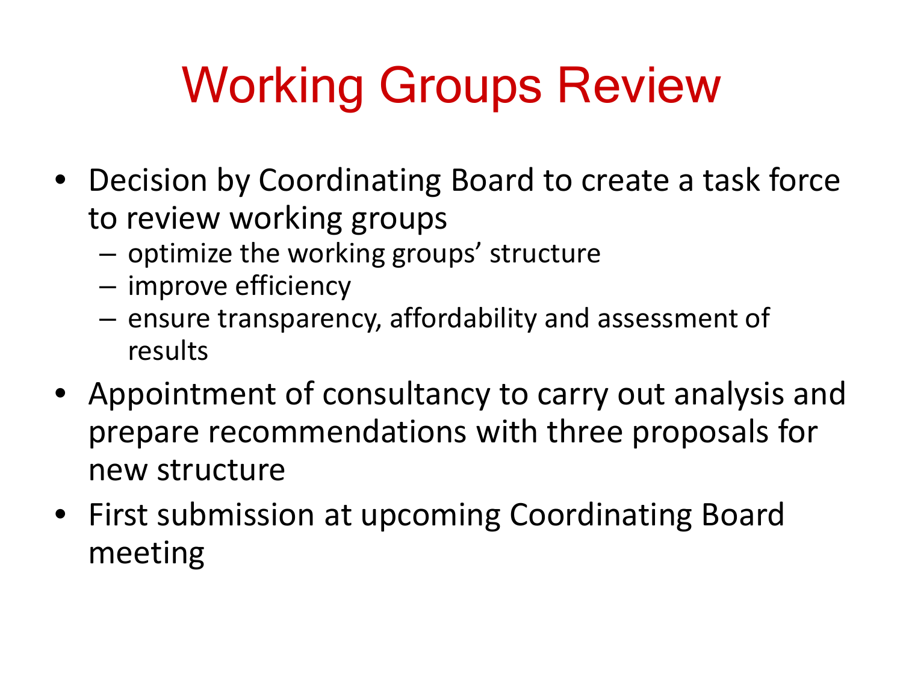# Working Groups Review

- Decision by Coordinating Board to create a task force to review working groups
  - optimize the working groups' structure
  - improve efficiency
  - ensure transparency, affordability and assessment of results
- Appointment of consultancy to carry out analysis and prepare recommendations with three proposals for new structure
- First submission at upcoming Coordinating Board meeting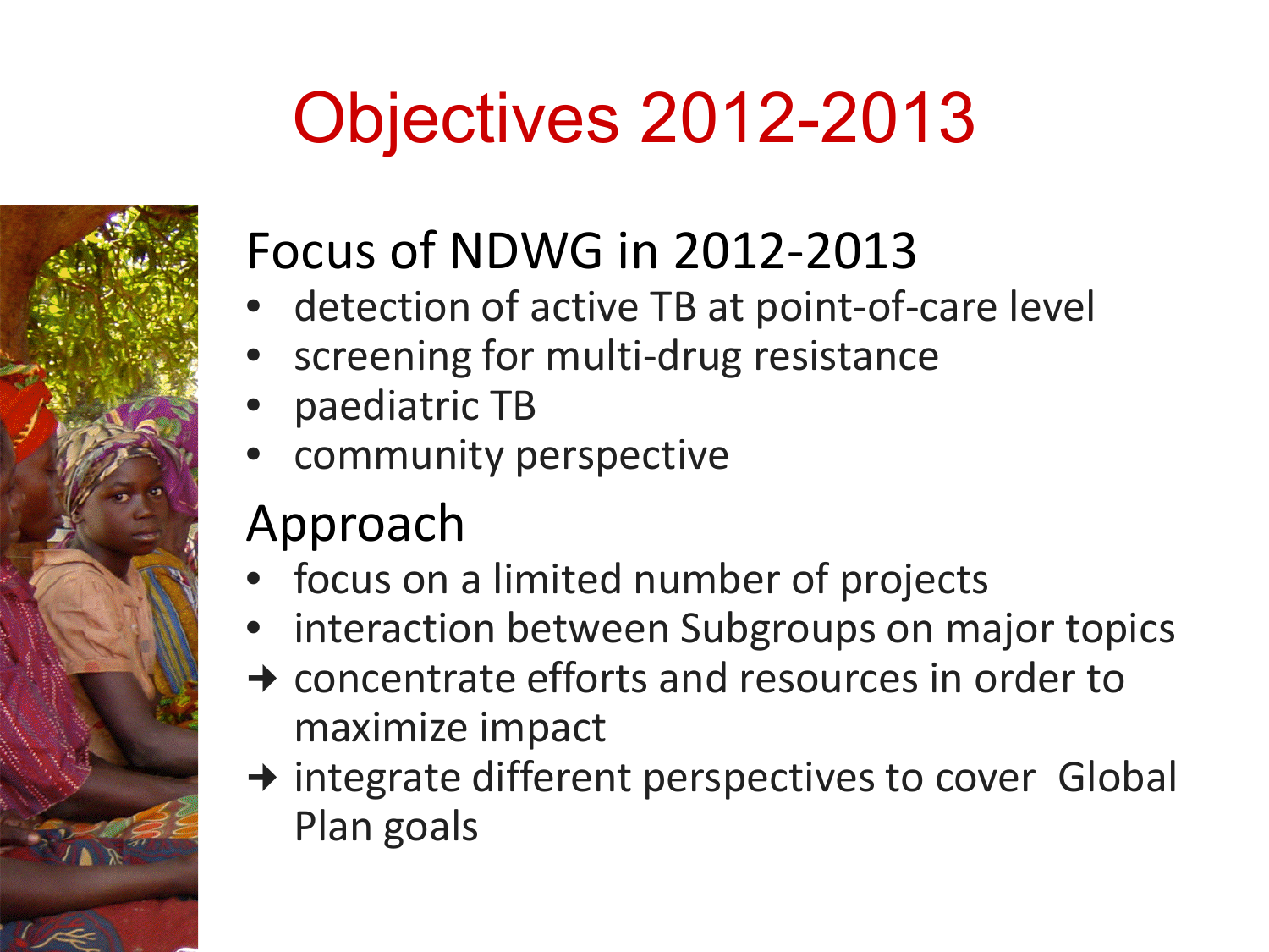# Objectives 2012-2013

## Focus of NDWG in 2012-2013

- detection of active TB at point-of-care level
- screening for multi-drug resistance
- paediatric TB
- community perspective

## Approach

- focus on a limited number of projects
- interaction between Subgroups on major topics

→ concentrate efforts and resources in order to maximize impact

→ integrate different perspectives to cover Global Plan goals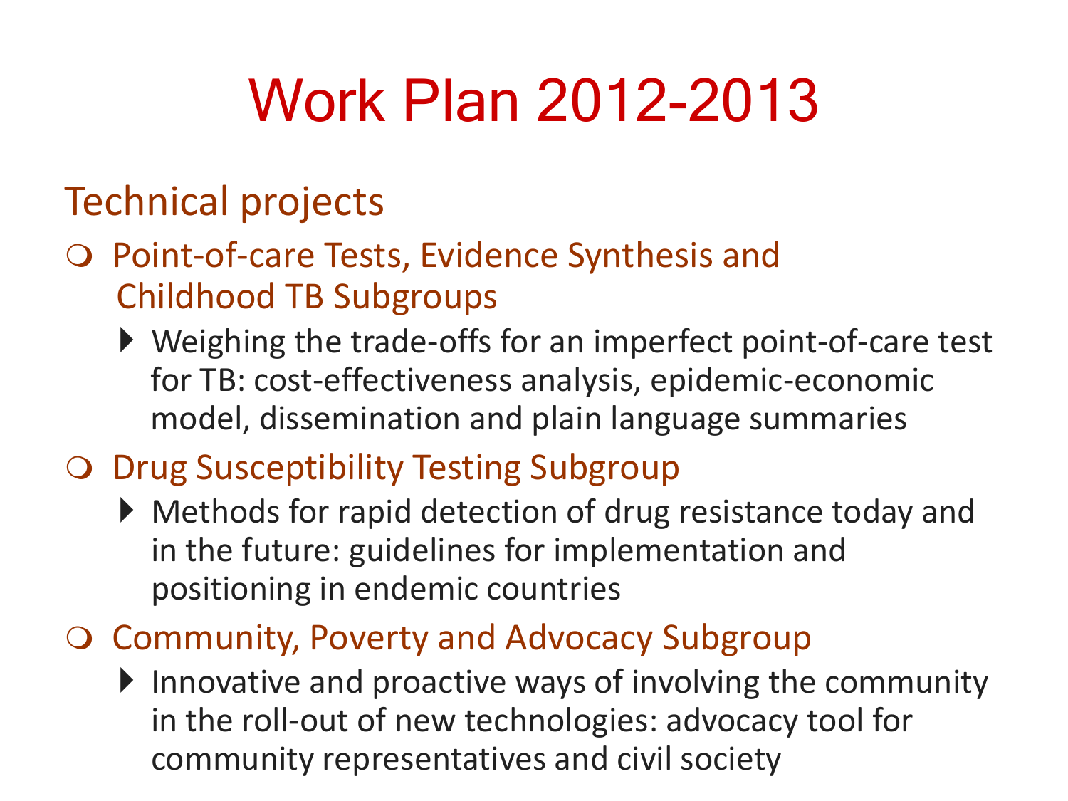# Work Plan 2012-2013

## Technical projects

- Point-of-care Tests, Evidence Synthesis and Childhood TB Subgroups
  - Weighing the trade-offs for an imperfect point-of-care test for TB: cost-effectiveness analysis, epidemic-economic model, dissemination and plain language summaries
- Drug Susceptibility Testing Subgroup
  - Methods for rapid detection of drug resistance today and in the future: guidelines for implementation and positioning in endemic countries
- Community, Poverty and Advocacy Subgroup
  - Innovative and proactive ways of involving the community in the roll-out of new technologies: advocacy tool for community representatives and civil society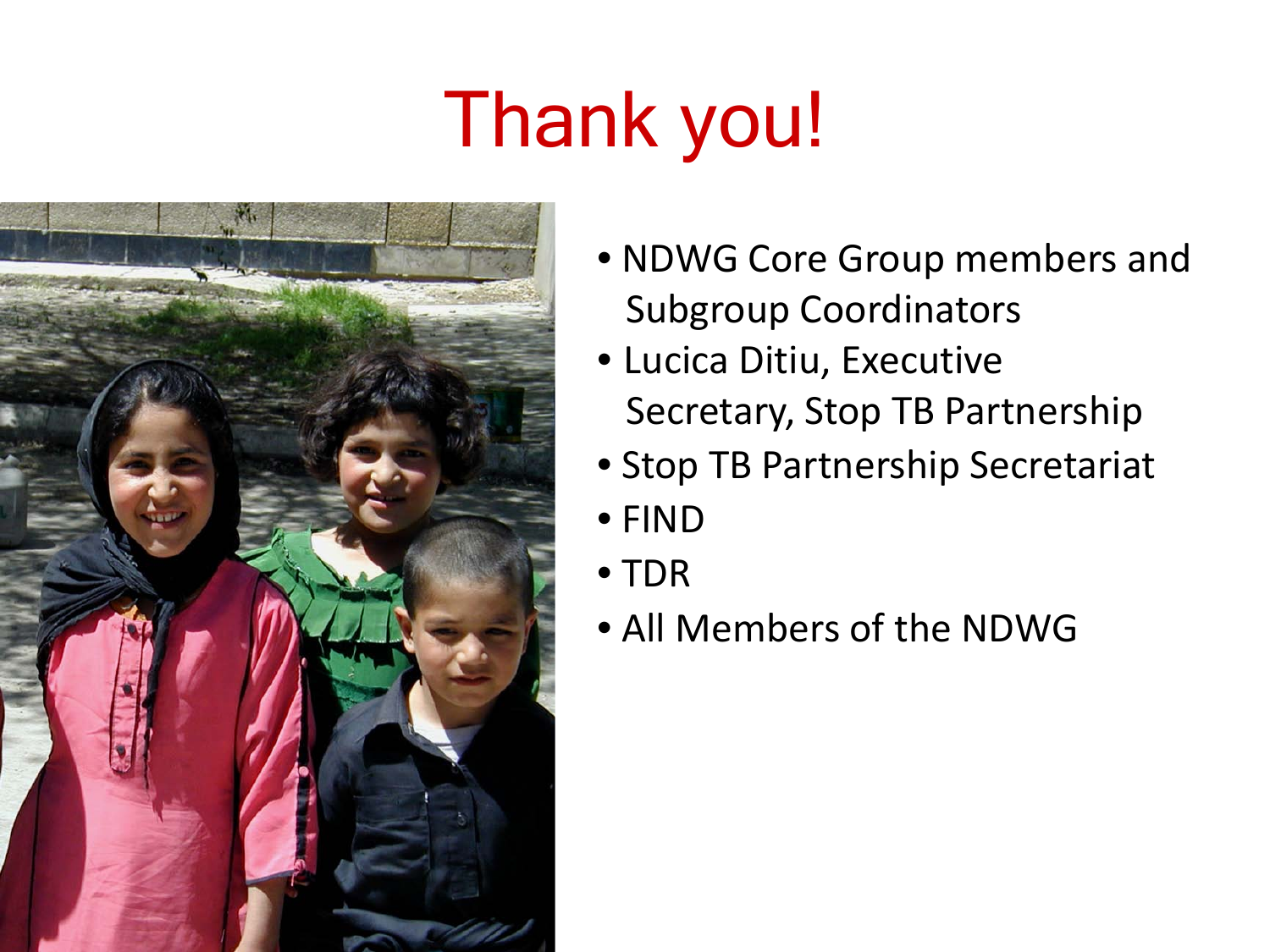# Thank you!

- NDWG Core Group members and Subgroup Coordinators
- Lucica Ditiu, Executive Secretary, Stop TB Partnership
- Stop TB Partnership Secretariat
- FIND
- TDR
- All Members of the NDWG